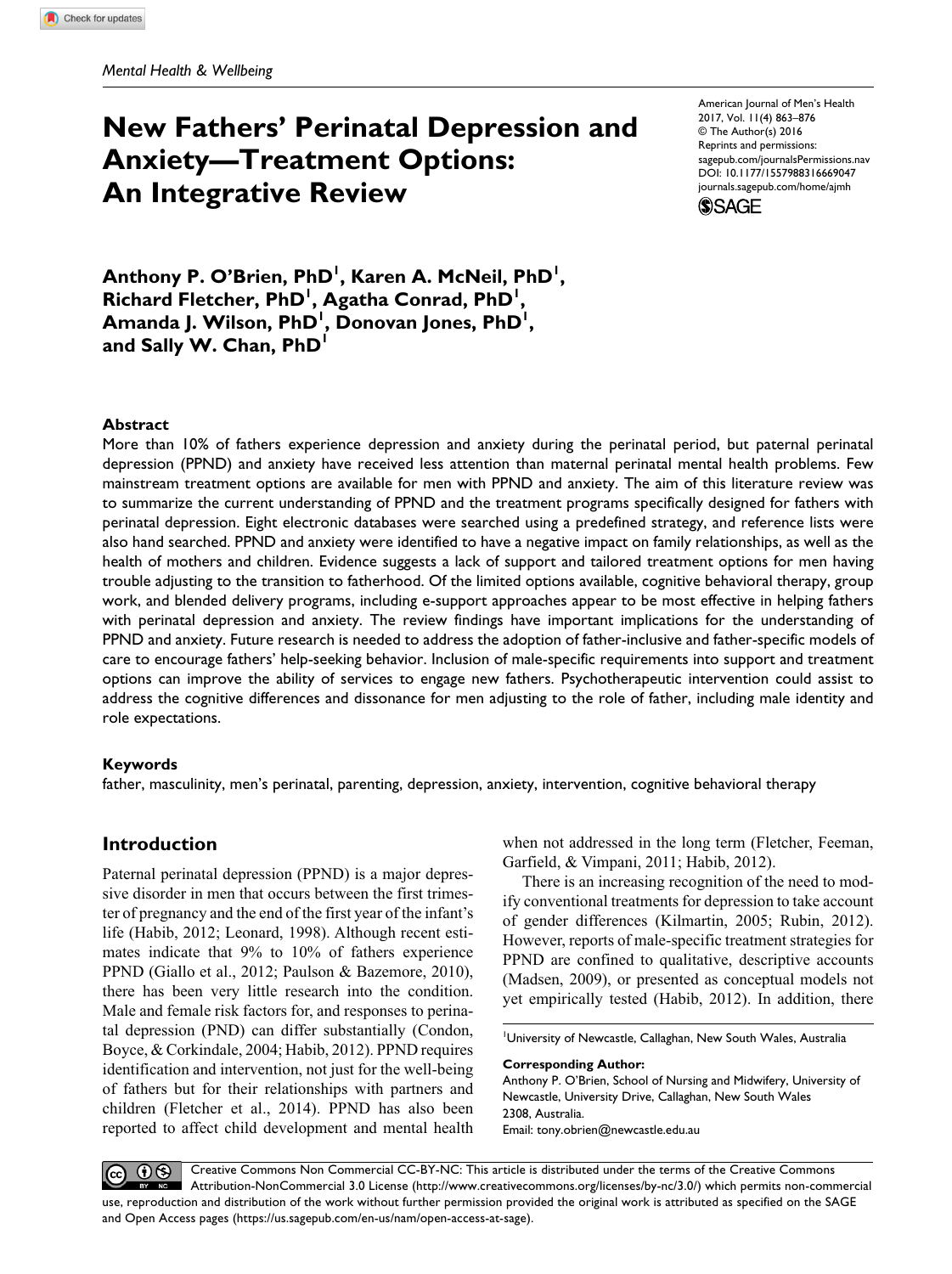*Mental Health & Wellbeing*

American Journal of Men's Health
2017, Vol. 11(4) 863–876
© The Author(s) 2016
Reprints and permissions:
sagepub.com/journalsPermissions.nav
DOI: 10.1177/1557988316669047
journals.sagepub.com/home/ajmh

# New Fathers' Perinatal Depression and Anxiety—Treatment Options: An Integrative Review

**Anthony P. O'Brien, PhD[1], Karen A. McNeil, PhD[1], Richard Fletcher, PhD[1], Agatha Conrad, PhD[1], Amanda J. Wilson, PhD[1], Donovan Jones, PhD[1], and Sally W. Chan, PhD[1]**

## Abstract

More than 10% of fathers experience depression and anxiety during the perinatal period, but paternal perinatal depression (PPND) and anxiety have received less attention than maternal perinatal mental health problems. Few mainstream treatment options are available for men with PPND and anxiety. The aim of this literature review was to summarize the current understanding of PPND and the treatment programs specifically designed for fathers with perinatal depression. Eight electronic databases were searched using a predefined strategy, and reference lists were also hand searched. PPND and anxiety were identified to have a negative impact on family relationships, as well as the health of mothers and children. Evidence suggests a lack of support and tailored treatment options for men having trouble adjusting to the transition to fatherhood. Of the limited options available, cognitive behavioral therapy, group work, and blended delivery programs, including e-support approaches appear to be most effective in helping fathers with perinatal depression and anxiety. The review findings have important implications for the understanding of PPND and anxiety. Future research is needed to address the adoption of father-inclusive and father-specific models of care to encourage fathers' help-seeking behavior. Inclusion of male-specific requirements into support and treatment options can improve the ability of services to engage new fathers. Psychotherapeutic intervention could assist to address the cognitive differences and dissonance for men adjusting to the role of father, including male identity and role expectations.

### Keywords

father, masculinity, men's perinatal, parenting, depression, anxiety, intervention, cognitive behavioral therapy

## Introduction

Paternal perinatal depression (PPND) is a major depressive disorder in men that occurs between the first trimester of pregnancy and the end of the first year of the infant's life (Habib, 2012; Leonard, 1998). Although recent estimates indicate that 9% to 10% of fathers experience PPND (Giallo et al., 2012; Paulson & Bazemore, 2010), there has been very little research into the condition. Male and female risk factors for, and responses to perinatal depression (PND) can differ substantially (Condon, Boyce, & Corkindale, 2004; Habib, 2012). PPND requires identification and intervention, not just for the well-being of fathers but for their relationships with partners and children (Fletcher et al., 2014). PPND has also been reported to affect child development and mental health when not addressed in the long term (Fletcher, Feeman, Garfield, & Vimpani, 2011; Habib, 2012).

There is an increasing recognition of the need to modify conventional treatments for depression to take account of gender differences (Kilmartin, 2005; Rubin, 2012). However, reports of male-specific treatment strategies for PPND are confined to qualitative, descriptive accounts (Madsen, 2009), or presented as conceptual models not yet empirically tested (Habib, 2012). In addition, there

[1]University of Newcastle, Callaghan, New South Wales, Australia

**Corresponding Author:**
Anthony P. O'Brien, School of Nursing and Midwifery, University of Newcastle, University Drive, Callaghan, New South Wales 2308, Australia.
Email: tony.obrien@newcastle.edu.au

Creative Commons Non Commercial CC-BY-NC: This article is distributed under the terms of the Creative Commons Attribution-NonCommercial 3.0 License (http://www.creativecommons.org/licenses/by-nc/3.0/) which permits non-commercial use, reproduction and distribution of the work without further permission provided the original work is attributed as specified on the SAGE and Open Access pages (https://us.sagepub.com/en-us/nam/open-access-at-sage).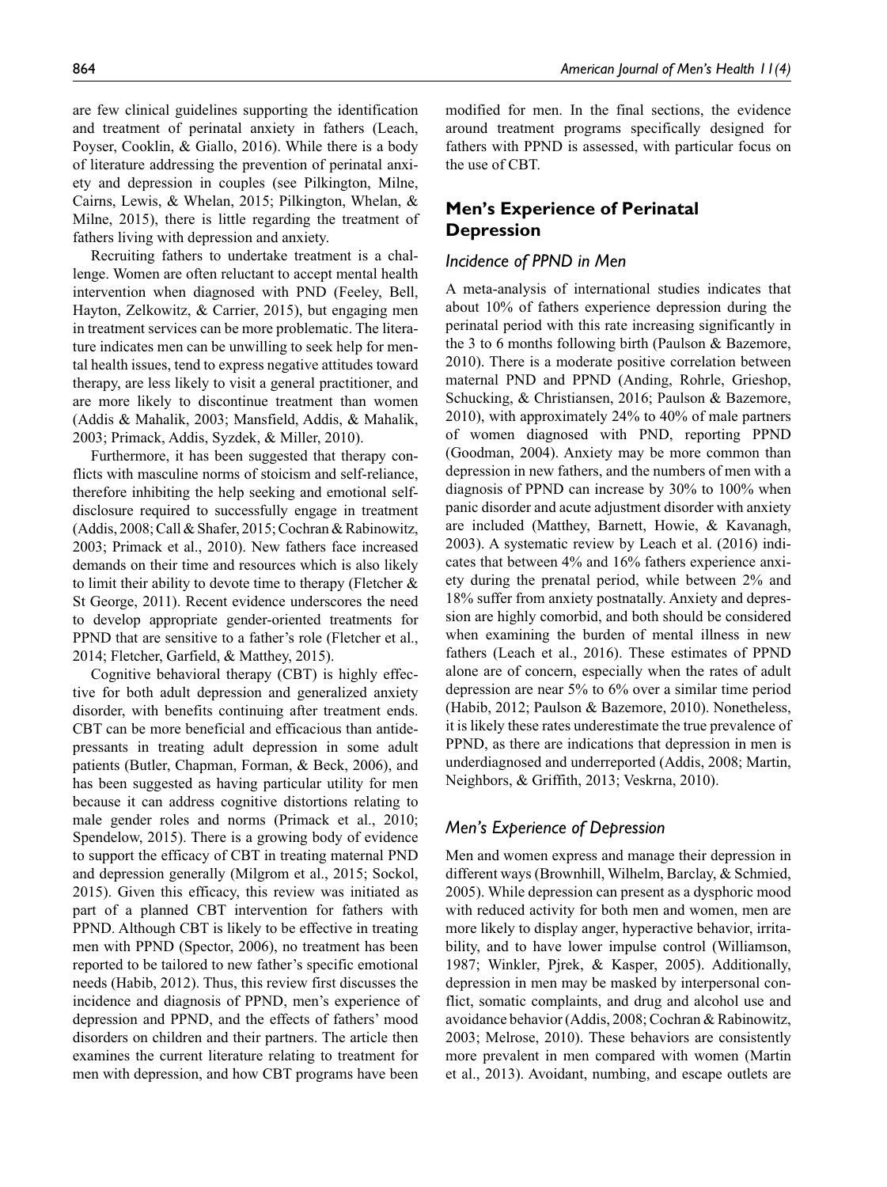are few clinical guidelines supporting the identification and treatment of perinatal anxiety in fathers (Leach, Poyser, Cooklin, & Giallo, 2016). While there is a body of literature addressing the prevention of perinatal anxiety and depression in couples (see Pilkington, Milne, Cairns, Lewis, & Whelan, 2015; Pilkington, Whelan, & Milne, 2015), there is little regarding the treatment of fathers living with depression and anxiety.

Recruiting fathers to undertake treatment is a challenge. Women are often reluctant to accept mental health intervention when diagnosed with PND (Feeley, Bell, Hayton, Zelkowitz, & Carrier, 2015), but engaging men in treatment services can be more problematic. The literature indicates men can be unwilling to seek help for mental health issues, tend to express negative attitudes toward therapy, are less likely to visit a general practitioner, and are more likely to discontinue treatment than women (Addis & Mahalik, 2003; Mansfield, Addis, & Mahalik, 2003; Primack, Addis, Syzdek, & Miller, 2010).

Furthermore, it has been suggested that therapy conflicts with masculine norms of stoicism and self-reliance, therefore inhibiting the help seeking and emotional self-disclosure required to successfully engage in treatment (Addis, 2008; Call & Shafer, 2015; Cochran & Rabinowitz, 2003; Primack et al., 2010). New fathers face increased demands on their time and resources which is also likely to limit their ability to devote time to therapy (Fletcher & St George, 2011). Recent evidence underscores the need to develop appropriate gender-oriented treatments for PPND that are sensitive to a father's role (Fletcher et al., 2014; Fletcher, Garfield, & Matthey, 2015).

Cognitive behavioral therapy (CBT) is highly effective for both adult depression and generalized anxiety disorder, with benefits continuing after treatment ends. CBT can be more beneficial and efficacious than antidepressants in treating adult depression in some adult patients (Butler, Chapman, Forman, & Beck, 2006), and has been suggested as having particular utility for men because it can address cognitive distortions relating to male gender roles and norms (Primack et al., 2010; Spendelow, 2015). There is a growing body of evidence to support the efficacy of CBT in treating maternal PND and depression generally (Milgrom et al., 2015; Sockol, 2015). Given this efficacy, this review was initiated as part of a planned CBT intervention for fathers with PPND. Although CBT is likely to be effective in treating men with PPND (Spector, 2006), no treatment has been reported to be tailored to new father's specific emotional needs (Habib, 2012). Thus, this review first discusses the incidence and diagnosis of PPND, men's experience of depression and PPND, and the effects of fathers' mood disorders on children and their partners. The article then examines the current literature relating to treatment for men with depression, and how CBT programs have been modified for men. In the final sections, the evidence around treatment programs specifically designed for fathers with PPND is assessed, with particular focus on the use of CBT.

## Men's Experience of Perinatal Depression

### *Incidence of PPND in Men*

A meta-analysis of international studies indicates that about 10% of fathers experience depression during the perinatal period with this rate increasing significantly in the 3 to 6 months following birth (Paulson & Bazemore, 2010). There is a moderate positive correlation between maternal PND and PPND (Anding, Rohrle, Grieshop, Schucking, & Christiansen, 2016; Paulson & Bazemore, 2010), with approximately 24% to 40% of male partners of women diagnosed with PND, reporting PPND (Goodman, 2004). Anxiety may be more common than depression in new fathers, and the numbers of men with a diagnosis of PPND can increase by 30% to 100% when panic disorder and acute adjustment disorder with anxiety are included (Matthey, Barnett, Howie, & Kavanagh, 2003). A systematic review by Leach et al. (2016) indicates that between 4% and 16% fathers experience anxiety during the prenatal period, while between 2% and 18% suffer from anxiety postnatally. Anxiety and depression are highly comorbid, and both should be considered when examining the burden of mental illness in new fathers (Leach et al., 2016). These estimates of PPND alone are of concern, especially when the rates of adult depression are near 5% to 6% over a similar time period (Habib, 2012; Paulson & Bazemore, 2010). Nonetheless, it is likely these rates underestimate the true prevalence of PPND, as there are indications that depression in men is underdiagnosed and underreported (Addis, 2008; Martin, Neighbors, & Griffith, 2013; Veskrna, 2010).

### *Men's Experience of Depression*

Men and women express and manage their depression in different ways (Brownhill, Wilhelm, Barclay, & Schmied, 2005). While depression can present as a dysphoric mood with reduced activity for both men and women, men are more likely to display anger, hyperactive behavior, irritability, and to have lower impulse control (Williamson, 1987; Winkler, Pjrek, & Kasper, 2005). Additionally, depression in men may be masked by interpersonal conflict, somatic complaints, and drug and alcohol use and avoidance behavior (Addis, 2008; Cochran & Rabinowitz, 2003; Melrose, 2010). These behaviors are consistently more prevalent in men compared with women (Martin et al., 2013). Avoidant, numbing, and escape outlets are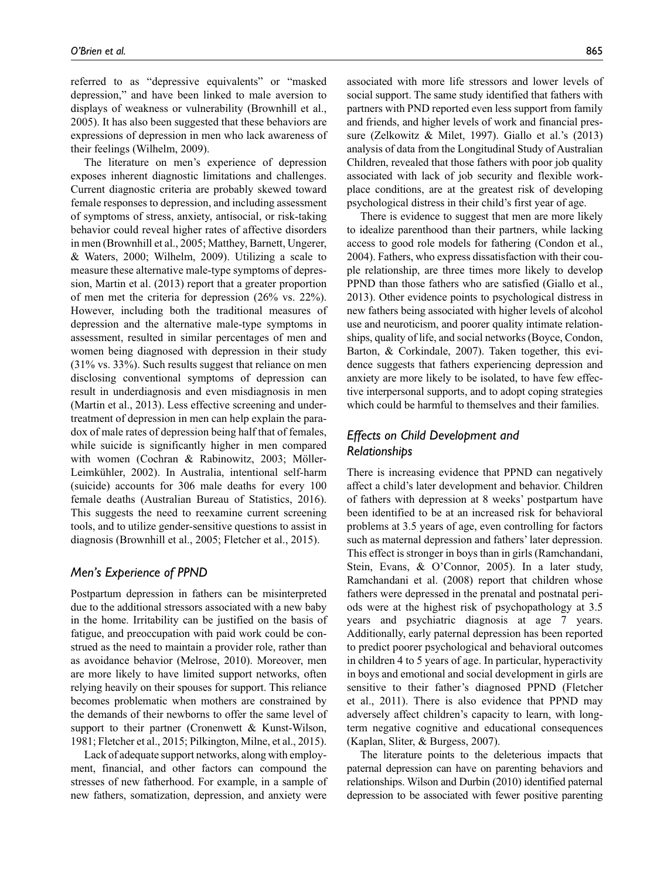referred to as "depressive equivalents" or "masked depression," and have been linked to male aversion to displays of weakness or vulnerability (Brownhill et al., 2005). It has also been suggested that these behaviors are expressions of depression in men who lack awareness of their feelings (Wilhelm, 2009).

The literature on men's experience of depression exposes inherent diagnostic limitations and challenges. Current diagnostic criteria are probably skewed toward female responses to depression, and including assessment of symptoms of stress, anxiety, antisocial, or risk-taking behavior could reveal higher rates of affective disorders in men (Brownhill et al., 2005; Matthey, Barnett, Ungerer, & Waters, 2000; Wilhelm, 2009). Utilizing a scale to measure these alternative male-type symptoms of depression, Martin et al. (2013) report that a greater proportion of men met the criteria for depression (26% vs. 22%). However, including both the traditional measures of depression and the alternative male-type symptoms in assessment, resulted in similar percentages of men and women being diagnosed with depression in their study (31% vs. 33%). Such results suggest that reliance on men disclosing conventional symptoms of depression can result in underdiagnosis and even misdiagnosis in men (Martin et al., 2013). Less effective screening and undertreatment of depression in men can help explain the paradox of male rates of depression being half that of females, while suicide is significantly higher in men compared with women (Cochran & Rabinowitz, 2003; Möller-Leimkühler, 2002). In Australia, intentional self-harm (suicide) accounts for 306 male deaths for every 100 female deaths (Australian Bureau of Statistics, 2016). This suggests the need to reexamine current screening tools, and to utilize gender-sensitive questions to assist in diagnosis (Brownhill et al., 2005; Fletcher et al., 2015).

## Men's Experience of PPND

Postpartum depression in fathers can be misinterpreted due to the additional stressors associated with a new baby in the home. Irritability can be justified on the basis of fatigue, and preoccupation with paid work could be construed as the need to maintain a provider role, rather than as avoidance behavior (Melrose, 2010). Moreover, men are more likely to have limited support networks, often relying heavily on their spouses for support. This reliance becomes problematic when mothers are constrained by the demands of their newborns to offer the same level of support to their partner (Cronenwett & Kunst-Wilson, 1981; Fletcher et al., 2015; Pilkington, Milne, et al., 2015).

Lack of adequate support networks, along with employment, financial, and other factors can compound the stresses of new fatherhood. For example, in a sample of new fathers, somatization, depression, and anxiety were associated with more life stressors and lower levels of social support. The same study identified that fathers with partners with PND reported even less support from family and friends, and higher levels of work and financial pressure (Zelkowitz & Milet, 1997). Giallo et al.'s (2013) analysis of data from the Longitudinal Study of Australian Children, revealed that those fathers with poor job quality associated with lack of job security and flexible workplace conditions, are at the greatest risk of developing psychological distress in their child's first year of age.

There is evidence to suggest that men are more likely to idealize parenthood than their partners, while lacking access to good role models for fathering (Condon et al., 2004). Fathers, who express dissatisfaction with their couple relationship, are three times more likely to develop PPND than those fathers who are satisfied (Giallo et al., 2013). Other evidence points to psychological distress in new fathers being associated with higher levels of alcohol use and neuroticism, and poorer quality intimate relationships, quality of life, and social networks (Boyce, Condon, Barton, & Corkindale, 2007). Taken together, this evidence suggests that fathers experiencing depression and anxiety are more likely to be isolated, to have few effective interpersonal supports, and to adopt coping strategies which could be harmful to themselves and their families.

## Effects on Child Development and Relationships

There is increasing evidence that PPND can negatively affect a child's later development and behavior. Children of fathers with depression at 8 weeks' postpartum have been identified to be at an increased risk for behavioral problems at 3.5 years of age, even controlling for factors such as maternal depression and fathers' later depression. This effect is stronger in boys than in girls (Ramchandani, Stein, Evans, & O'Connor, 2005). In a later study, Ramchandani et al. (2008) report that children whose fathers were depressed in the prenatal and postnatal periods were at the highest risk of psychopathology at 3.5 years and psychiatric diagnosis at age 7 years. Additionally, early paternal depression has been reported to predict poorer psychological and behavioral outcomes in children 4 to 5 years of age. In particular, hyperactivity in boys and emotional and social development in girls are sensitive to their father's diagnosed PPND (Fletcher et al., 2011). There is also evidence that PPND may adversely affect children's capacity to learn, with long-term negative cognitive and educational consequences (Kaplan, Sliter, & Burgess, 2007).

The literature points to the deleterious impacts that paternal depression can have on parenting behaviors and relationships. Wilson and Durbin (2010) identified paternal depression to be associated with fewer positive parenting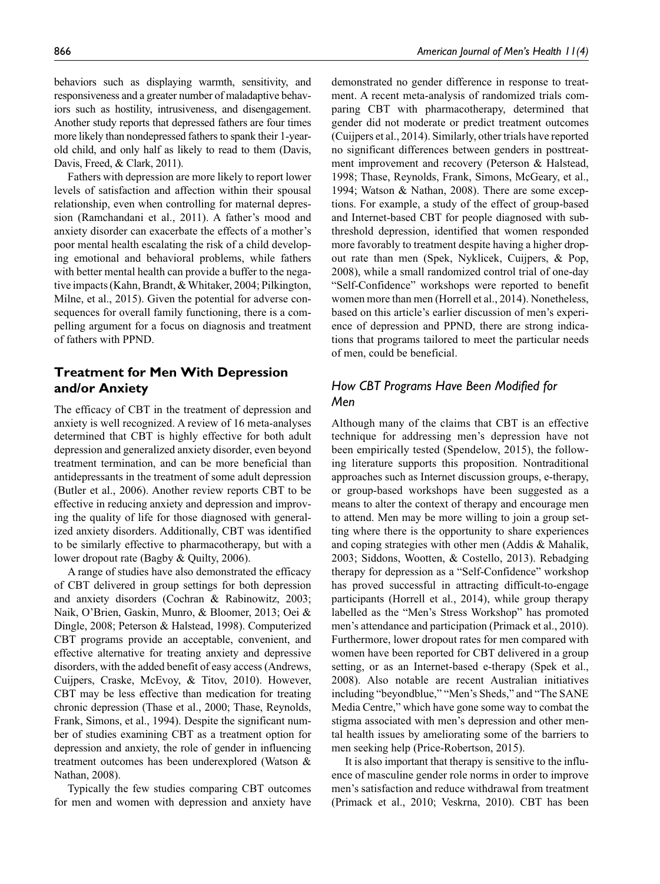behaviors such as displaying warmth, sensitivity, and responsiveness and a greater number of maladaptive behaviors such as hostility, intrusiveness, and disengagement. Another study reports that depressed fathers are four times more likely than nondepressed fathers to spank their 1-year-old child, and only half as likely to read to them (Davis, Davis, Freed, & Clark, 2011).

Fathers with depression are more likely to report lower levels of satisfaction and affection within their spousal relationship, even when controlling for maternal depression (Ramchandani et al., 2011). A father's mood and anxiety disorder can exacerbate the effects of a mother's poor mental health escalating the risk of a child developing emotional and behavioral problems, while fathers with better mental health can provide a buffer to the negative impacts (Kahn, Brandt, & Whitaker, 2004; Pilkington, Milne, et al., 2015). Given the potential for adverse consequences for overall family functioning, there is a compelling argument for a focus on diagnosis and treatment of fathers with PPND.

## Treatment for Men With Depression and/or Anxiety

The efficacy of CBT in the treatment of depression and anxiety is well recognized. A review of 16 meta-analyses determined that CBT is highly effective for both adult depression and generalized anxiety disorder, even beyond treatment termination, and can be more beneficial than antidepressants in the treatment of some adult depression (Butler et al., 2006). Another review reports CBT to be effective in reducing anxiety and depression and improving the quality of life for those diagnosed with generalized anxiety disorders. Additionally, CBT was identified to be similarly effective to pharmacotherapy, but with a lower dropout rate (Bagby & Quilty, 2006).

A range of studies have also demonstrated the efficacy of CBT delivered in group settings for both depression and anxiety disorders (Cochran & Rabinowitz, 2003; Naik, O'Brien, Gaskin, Munro, & Bloomer, 2013; Oei & Dingle, 2008; Peterson & Halstead, 1998). Computerized CBT programs provide an acceptable, convenient, and effective alternative for treating anxiety and depressive disorders, with the added benefit of easy access (Andrews, Cuijpers, Craske, McEvoy, & Titov, 2010). However, CBT may be less effective than medication for treating chronic depression (Thase et al., 2000; Thase, Reynolds, Frank, Simons, et al., 1994). Despite the significant number of studies examining CBT as a treatment option for depression and anxiety, the role of gender in influencing treatment outcomes has been underexplored (Watson & Nathan, 2008).

Typically the few studies comparing CBT outcomes for men and women with depression and anxiety have demonstrated no gender difference in response to treatment. A recent meta-analysis of randomized trials comparing CBT with pharmacotherapy, determined that gender did not moderate or predict treatment outcomes (Cuijpers et al., 2014). Similarly, other trials have reported no significant differences between genders in posttreatment improvement and recovery (Peterson & Halstead, 1998; Thase, Reynolds, Frank, Simons, McGeary, et al., 1994; Watson & Nathan, 2008). There are some exceptions. For example, a study of the effect of group-based and Internet-based CBT for people diagnosed with subthreshold depression, identified that women responded more favorably to treatment despite having a higher dropout rate than men (Spek, Nyklicek, Cuijpers, & Pop, 2008), while a small randomized control trial of one-day "Self-Confidence" workshops were reported to benefit women more than men (Horrell et al., 2014). Nonetheless, based on this article's earlier discussion of men's experience of depression and PPND, there are strong indications that programs tailored to meet the particular needs of men, could be beneficial.

### *How CBT Programs Have Been Modified for Men*

Although many of the claims that CBT is an effective technique for addressing men's depression have not been empirically tested (Spendelow, 2015), the following literature supports this proposition. Nontraditional approaches such as Internet discussion groups, e-therapy, or group-based workshops have been suggested as a means to alter the context of therapy and encourage men to attend. Men may be more willing to join a group setting where there is the opportunity to share experiences and coping strategies with other men (Addis & Mahalik, 2003; Siddons, Wootten, & Costello, 2013). Rebadging therapy for depression as a "Self-Confidence" workshop has proved successful in attracting difficult-to-engage participants (Horrell et al., 2014), while group therapy labelled as the "Men's Stress Workshop" has promoted men's attendance and participation (Primack et al., 2010). Furthermore, lower dropout rates for men compared with women have been reported for CBT delivered in a group setting, or as an Internet-based e-therapy (Spek et al., 2008). Also notable are recent Australian initiatives including "beyondblue," "Men's Sheds," and "The SANE Media Centre," which have gone some way to combat the stigma associated with men's depression and other mental health issues by ameliorating some of the barriers to men seeking help (Price-Robertson, 2015).

It is also important that therapy is sensitive to the influence of masculine gender role norms in order to improve men's satisfaction and reduce withdrawal from treatment (Primack et al., 2010; Veskrna, 2010). CBT has been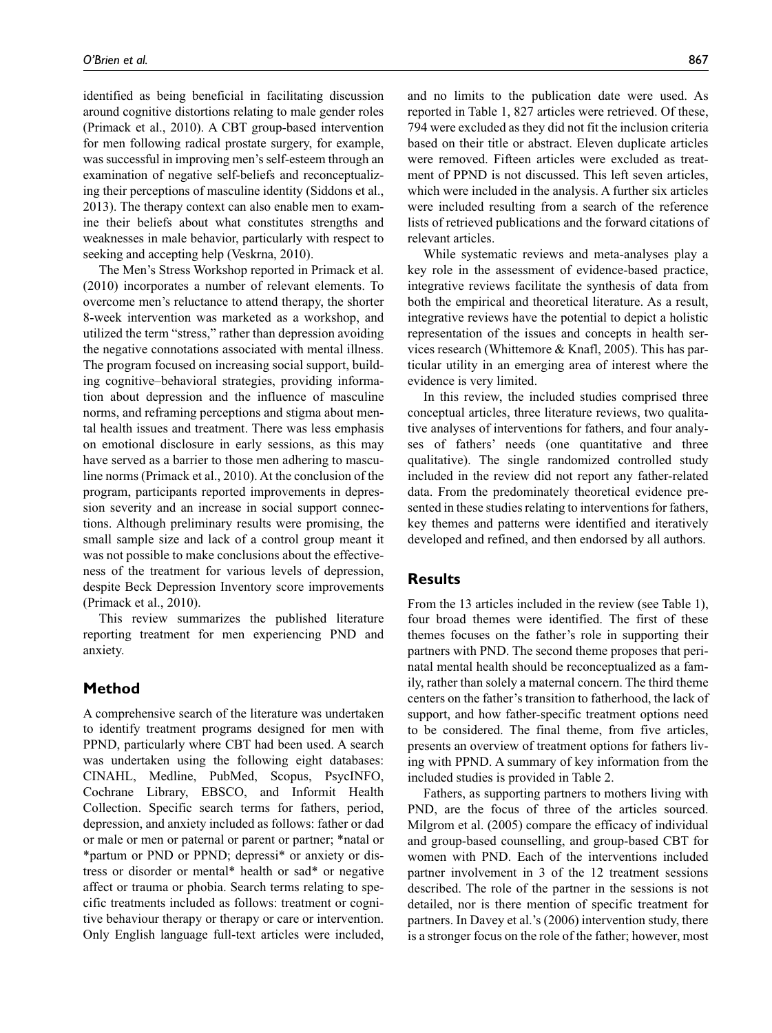identified as being beneficial in facilitating discussion around cognitive distortions relating to male gender roles (Primack et al., 2010). A CBT group-based intervention for men following radical prostate surgery, for example, was successful in improving men's self-esteem through an examination of negative self-beliefs and reconceptualizing their perceptions of masculine identity (Siddons et al., 2013). The therapy context can also enable men to examine their beliefs about what constitutes strengths and weaknesses in male behavior, particularly with respect to seeking and accepting help (Veskrna, 2010).

The Men's Stress Workshop reported in Primack et al. (2010) incorporates a number of relevant elements. To overcome men's reluctance to attend therapy, the shorter 8-week intervention was marketed as a workshop, and utilized the term "stress," rather than depression avoiding the negative connotations associated with mental illness. The program focused on increasing social support, building cognitive–behavioral strategies, providing information about depression and the influence of masculine norms, and reframing perceptions and stigma about mental health issues and treatment. There was less emphasis on emotional disclosure in early sessions, as this may have served as a barrier to those men adhering to masculine norms (Primack et al., 2010). At the conclusion of the program, participants reported improvements in depression severity and an increase in social support connections. Although preliminary results were promising, the small sample size and lack of a control group meant it was not possible to make conclusions about the effectiveness of the treatment for various levels of depression, despite Beck Depression Inventory score improvements (Primack et al., 2010).

This review summarizes the published literature reporting treatment for men experiencing PND and anxiety.

## Method

A comprehensive search of the literature was undertaken to identify treatment programs designed for men with PPND, particularly where CBT had been used. A search was undertaken using the following eight databases: CINAHL, Medline, PubMed, Scopus, PsycINFO, Cochrane Library, EBSCO, and Informit Health Collection. Specific search terms for fathers, period, depression, and anxiety included as follows: father or dad or male or men or paternal or parent or partner; *natal or *partum or PND or PPND; depressi* or anxiety or distress or disorder or mental* health or sad* or negative affect or trauma or phobia. Search terms relating to specific treatments included as follows: treatment or cognitive behaviour therapy or therapy or care or intervention. Only English language full-text articles were included, and no limits to the publication date were used. As reported in Table 1, 827 articles were retrieved. Of these, 794 were excluded as they did not fit the inclusion criteria based on their title or abstract. Eleven duplicate articles were removed. Fifteen articles were excluded as treatment of PPND is not discussed. This left seven articles, which were included in the analysis. A further six articles were included resulting from a search of the reference lists of retrieved publications and the forward citations of relevant articles.

While systematic reviews and meta-analyses play a key role in the assessment of evidence-based practice, integrative reviews facilitate the synthesis of data from both the empirical and theoretical literature. As a result, integrative reviews have the potential to depict a holistic representation of the issues and concepts in health services research (Whittemore & Knafl, 2005). This has particular utility in an emerging area of interest where the evidence is very limited.

In this review, the included studies comprised three conceptual articles, three literature reviews, two qualitative analyses of interventions for fathers, and four analyses of fathers' needs (one quantitative and three qualitative). The single randomized controlled study included in the review did not report any father-related data. From the predominately theoretical evidence presented in these studies relating to interventions for fathers, key themes and patterns were identified and iteratively developed and refined, and then endorsed by all authors.

## Results

From the 13 articles included in the review (see Table 1), four broad themes were identified. The first of these themes focuses on the father's role in supporting their partners with PND. The second theme proposes that perinatal mental health should be reconceptualized as a family, rather than solely a maternal concern. The third theme centers on the father's transition to fatherhood, the lack of support, and how father-specific treatment options need to be considered. The final theme, from five articles, presents an overview of treatment options for fathers living with PPND. A summary of key information from the included studies is provided in Table 2.

Fathers, as supporting partners to mothers living with PND, are the focus of three of the articles sourced. Milgrom et al. (2005) compare the efficacy of individual and group-based counselling, and group-based CBT for women with PND. Each of the interventions included partner involvement in 3 of the 12 treatment sessions described. The role of the partner in the sessions is not detailed, nor is there mention of specific treatment for partners. In Davey et al.'s (2006) intervention study, there is a stronger focus on the role of the father; however, most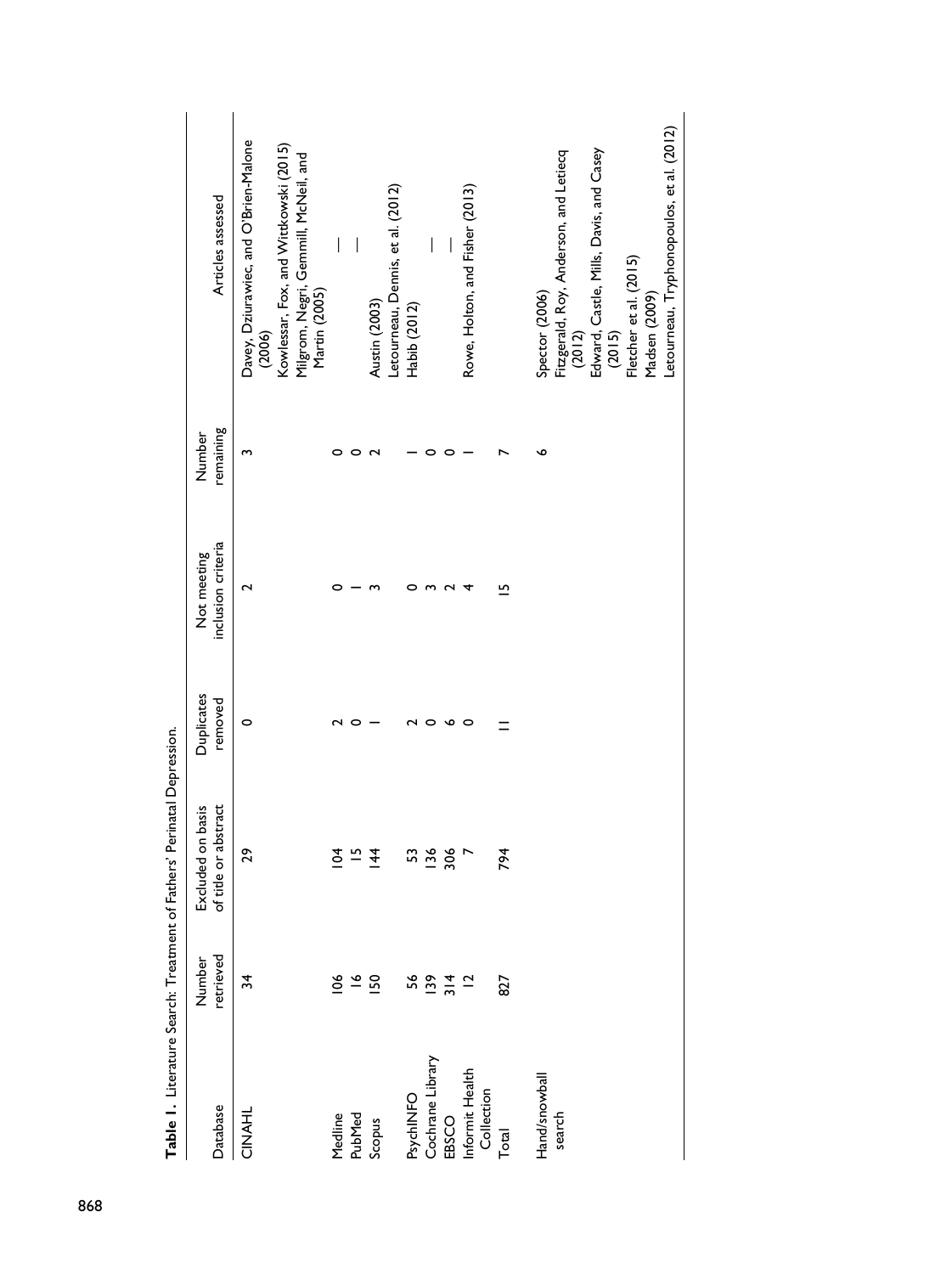**Table 1.** Literature Search: Treatment of Fathers' Perinatal Depression.

| Database | Number retrieved | Excluded on basis of title or abstract | Duplicates removed | Not meeting inclusion criteria | Number remaining | Articles assessed |
|---|---|---|---|---|---|---|
| CINAHL | 34 | 29 | 0 | 2 | 3 | Davey, Dziurawiec, and O'Brien-Malone (2006)<br>Kowlessar, Fox, and Wittkowski (2015)<br>Milgrom, Negri, Gemmill, McNeil, and Martin (2005) |
| Medline | 106 | 104 | 2 | 0 | 0 | — |
| PubMed | 16 | 15 | 0 | 1 | 0 | — |
| Scopus | 150 | 144 | 1 | 3 | 2 | Austin (2003)<br>Letourneau, Dennis, et al. (2012) |
| PsychINFO | 56 | 53 | 2 | 0 | 1 | Habib (2012) |
| Cochrane Library | 139 | 136 | 0 | 3 | 0 | — |
| EBSCO | 314 | 306 | 6 | 2 | 0 | — |
| Informit Health Collection | 12 | 7 | 0 | 4 | 1 | Rowe, Holton, and Fisher (2013) |
| Total | 827 | 794 | 11 | 15 | 7 | |
| Hand/snowball search | | | | | 6 | Spector (2006)<br>Fitzgerald, Roy, Anderson, and Letiecq (2012)<br>Edward, Castle, Mills, Davis, and Casey (2015)<br>Fletcher et al. (2015)<br>Madsen (2009)<br>Letourneau, Tryphonopoulos, et al. (2012) |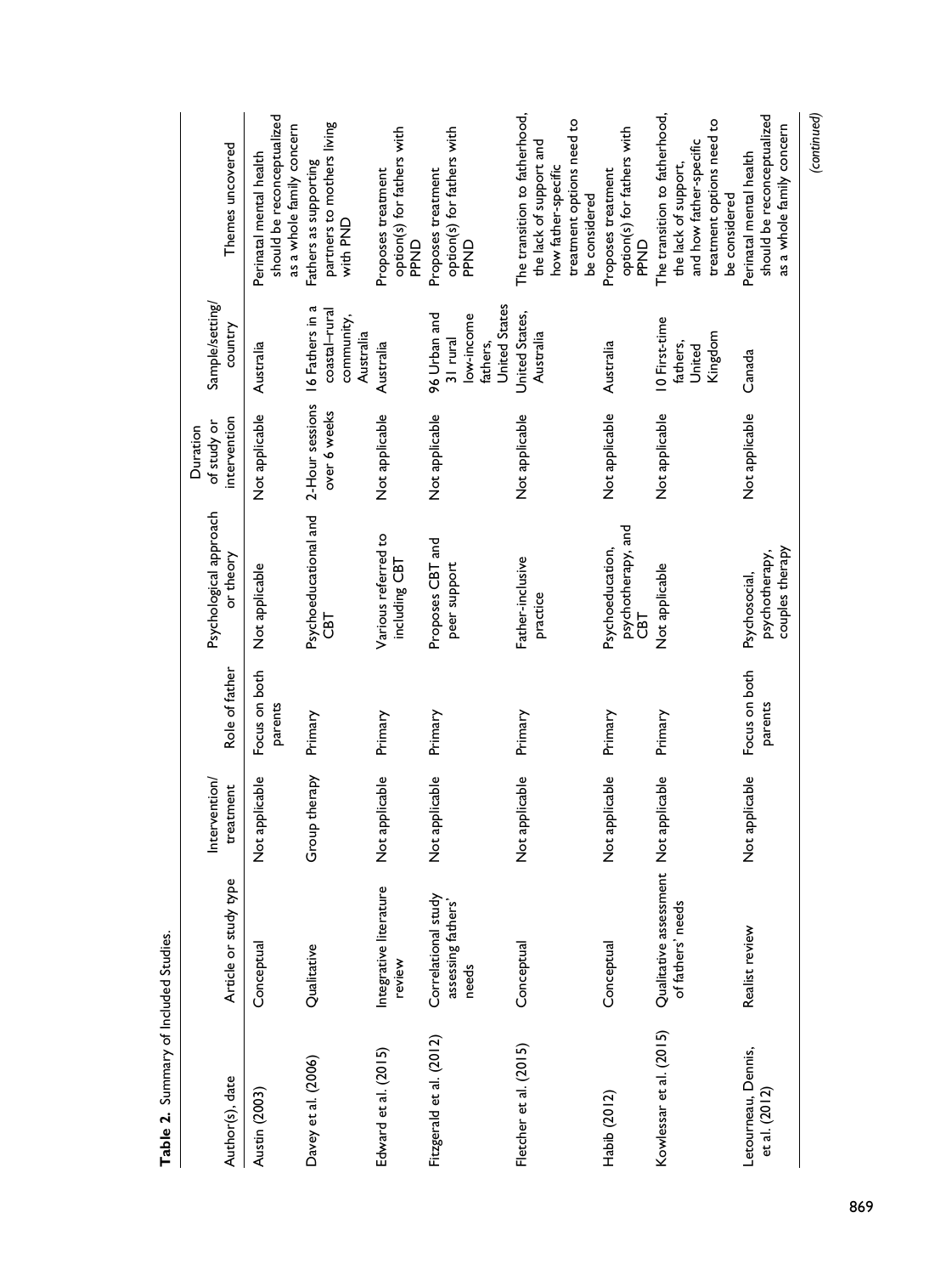**Table 2.** Summary of Included Studies.

| Author(s), date | Article or study type | Intervention/ treatment | Role of father | Psychological approach or theory | Duration of study or intervention | Sample/setting/ country | Themes uncovered |
|---|---|---|---|---|---|---|---|
| Austin (2003) | Conceptual | Not applicable | Focus on both parents | Not applicable | Not applicable | Australia | Perinatal mental health should be reconceptualized as a whole family concern |
| Davey et al. (2006) | Qualitative | Group therapy | Primary | Psychoeducational and CBT | 2-Hour sessions over 6 weeks | 16 Fathers in a coastal–rural community, Australia | Fathers as supporting partners to mothers living with PND |
| Edward et al. (2015) | Integrative literature review | Not applicable | Primary | Various referred to including CBT | Not applicable | Australia | Proposes treatment option(s) for fathers with PPND |
| Fitzgerald et al. (2012) | Correlational study assessing fathers' needs | Not applicable | Primary | Proposes CBT and peer support | Not applicable | 96 Urban and 31 rural low-income fathers, United States | Proposes treatment option(s) for fathers with PPND |
| Fletcher et al. (2015) | Conceptual | Not applicable | Primary | Father-inclusive practice | Not applicable | United States, Australia | The transition to fatherhood, the lack of support and how father-specific treatment options need to be considered |
| Habib (2012) | Conceptual | Not applicable | Primary | Psychoeducation, psychotherapy, and CBT | Not applicable | Australia | Proposes treatment option(s) for fathers with PPND |
| Kowlessar et al. (2015) | Qualitative assessment of fathers' needs | Not applicable | Primary | Not applicable | Not applicable | 10 First-time fathers, United Kingdom | The transition to fatherhood, the lack of support, and how father-specific treatment options need to be considered |
| Letourneau, Dennis, et al. (2012) | Realist review | Not applicable | Focus on both parents | Psychosocial, psychotherapy, couples therapy | Not applicable | Canada | Perinatal mental health should be reconceptualized as a whole family concern |

*(continued)*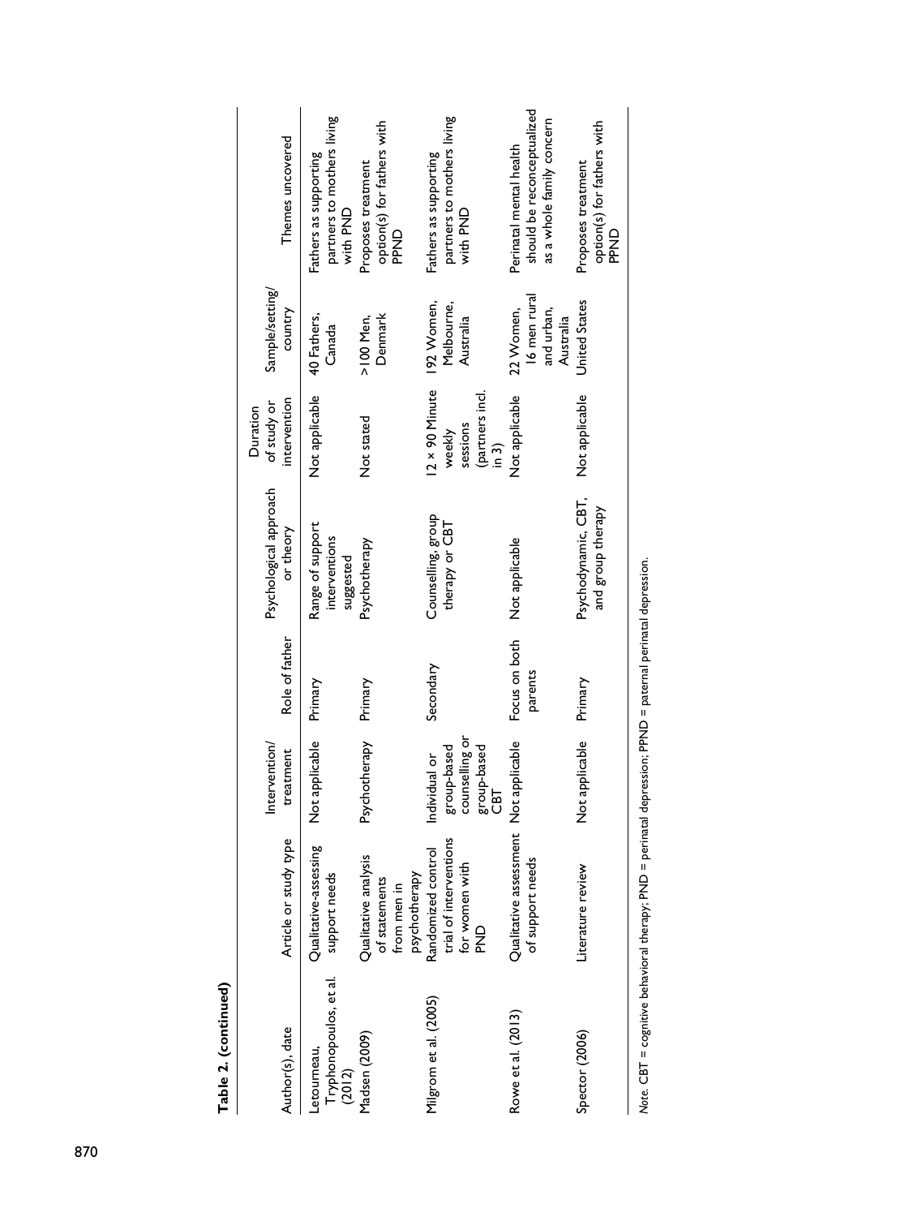**Table 2. (continued)**

| Author(s), date | Article or study type | Intervention/ treatment | Role of father | Psychological approach or theory | Duration of study or intervention | Sample/setting/ country | Themes uncovered |
|---|---|---|---|---|---|---|---|
| Letourneau, Tryphonopoulos, et al. (2012) | Qualitative-assessing support needs | Not applicable | Primary | Range of support interventions suggested | Not applicable | 40 Fathers, Canada | Fathers as supporting partners to mothers living with PND |
| Madsen (2009) | Qualitative analysis of statements from men in psychotherapy | Psychotherapy | Primary | Psychotherapy | Not stated | >100 Men, Denmark | Proposes treatment option(s) for fathers with PPND |
| Milgrom et al. (2005) | Randomized control trial of interventions for women with PND | Individual or group-based counselling or group-based CBT | Secondary | Counselling, group therapy or CBT | 12 × 90 Minute weekly sessions (partners incl. in 3) | 192 Women, Melbourne, Australia | Fathers as supporting partners to mothers living with PND |
| Rowe et al. (2013) | Qualitative assessment of support needs | Not applicable | Focus on both parents | Not applicable | Not applicable | 22 Women, 16 men rural and urban, Australia | Perinatal mental health should be reconceptualized as a whole family concern |
| Spector (2006) | Literature review | Not applicable | Primary | Psychodynamic, CBT, and group therapy | Not applicable | United States | Proposes treatment option(s) for fathers with PPND |

*Note.* CBT = cognitive behavioral therapy; PND = perinatal depression; PPND = paternal perinatal depression.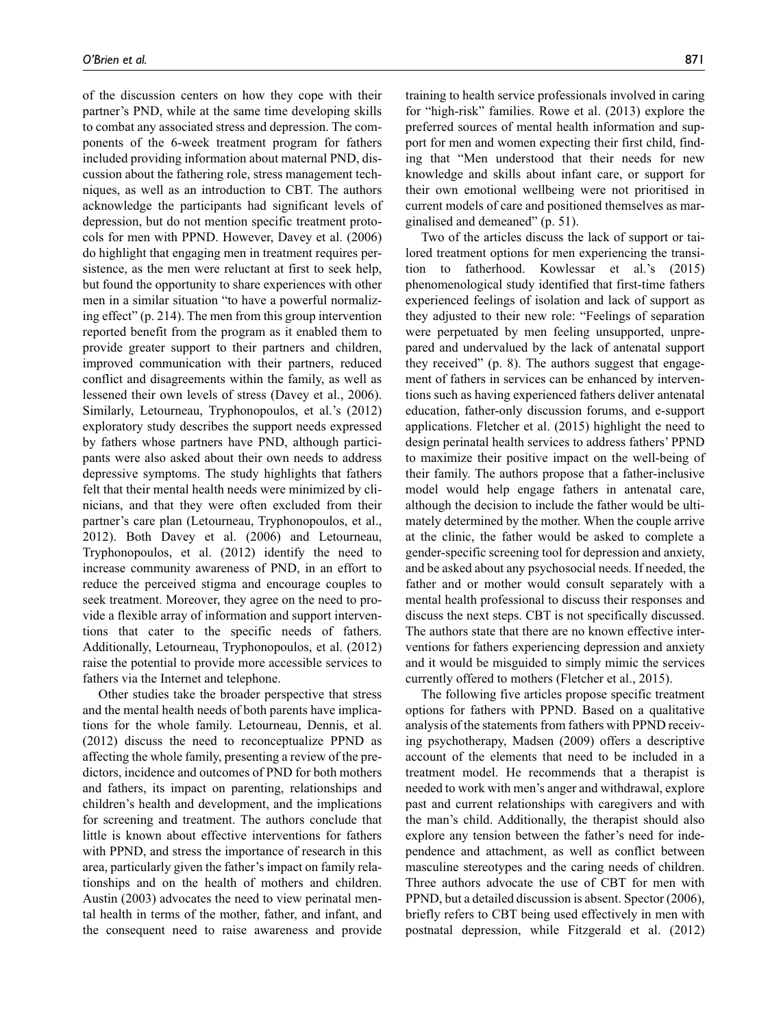of the discussion centers on how they cope with their partner's PND, while at the same time developing skills to combat any associated stress and depression. The components of the 6-week treatment program for fathers included providing information about maternal PND, discussion about the fathering role, stress management techniques, as well as an introduction to CBT. The authors acknowledge the participants had significant levels of depression, but do not mention specific treatment protocols for men with PPND. However, Davey et al. (2006) do highlight that engaging men in treatment requires persistence, as the men were reluctant at first to seek help, but found the opportunity to share experiences with other men in a similar situation "to have a powerful normalizing effect" (p. 214). The men from this group intervention reported benefit from the program as it enabled them to provide greater support to their partners and children, improved communication with their partners, reduced conflict and disagreements within the family, as well as lessened their own levels of stress (Davey et al., 2006). Similarly, Letourneau, Tryphonopoulos, et al.'s (2012) exploratory study describes the support needs expressed by fathers whose partners have PND, although participants were also asked about their own needs to address depressive symptoms. The study highlights that fathers felt that their mental health needs were minimized by clinicians, and that they were often excluded from their partner's care plan (Letourneau, Tryphonopoulos, et al., 2012). Both Davey et al. (2006) and Letourneau, Tryphonopoulos, et al. (2012) identify the need to increase community awareness of PND, in an effort to reduce the perceived stigma and encourage couples to seek treatment. Moreover, they agree on the need to provide a flexible array of information and support interventions that cater to the specific needs of fathers. Additionally, Letourneau, Tryphonopoulos, et al. (2012) raise the potential to provide more accessible services to fathers via the Internet and telephone.

Other studies take the broader perspective that stress and the mental health needs of both parents have implications for the whole family. Letourneau, Dennis, et al. (2012) discuss the need to reconceptualize PPND as affecting the whole family, presenting a review of the predictors, incidence and outcomes of PND for both mothers and fathers, its impact on parenting, relationships and children's health and development, and the implications for screening and treatment. The authors conclude that little is known about effective interventions for fathers with PPND, and stress the importance of research in this area, particularly given the father's impact on family relationships and on the health of mothers and children. Austin (2003) advocates the need to view perinatal mental health in terms of the mother, father, and infant, and the consequent need to raise awareness and provide training to health service professionals involved in caring for "high-risk" families. Rowe et al. (2013) explore the preferred sources of mental health information and support for men and women expecting their first child, finding that "Men understood that their needs for new knowledge and skills about infant care, or support for their own emotional wellbeing were not prioritised in current models of care and positioned themselves as marginalised and demeaned" (p. 51).

Two of the articles discuss the lack of support or tailored treatment options for men experiencing the transition to fatherhood. Kowlessar et al.'s (2015) phenomenological study identified that first-time fathers experienced feelings of isolation and lack of support as they adjusted to their new role: "Feelings of separation were perpetuated by men feeling unsupported, unprepared and undervalued by the lack of antenatal support they received" (p. 8). The authors suggest that engagement of fathers in services can be enhanced by interventions such as having experienced fathers deliver antenatal education, father-only discussion forums, and e-support applications. Fletcher et al. (2015) highlight the need to design perinatal health services to address fathers' PPND to maximize their positive impact on the well-being of their family. The authors propose that a father-inclusive model would help engage fathers in antenatal care, although the decision to include the father would be ultimately determined by the mother. When the couple arrive at the clinic, the father would be asked to complete a gender-specific screening tool for depression and anxiety, and be asked about any psychosocial needs. If needed, the father and or mother would consult separately with a mental health professional to discuss their responses and discuss the next steps. CBT is not specifically discussed. The authors state that there are no known effective interventions for fathers experiencing depression and anxiety and it would be misguided to simply mimic the services currently offered to mothers (Fletcher et al., 2015).

The following five articles propose specific treatment options for fathers with PPND. Based on a qualitative analysis of the statements from fathers with PPND receiving psychotherapy, Madsen (2009) offers a descriptive account of the elements that need to be included in a treatment model. He recommends that a therapist is needed to work with men's anger and withdrawal, explore past and current relationships with caregivers and with the man's child. Additionally, the therapist should also explore any tension between the father's need for independence and attachment, as well as conflict between masculine stereotypes and the caring needs of children. Three authors advocate the use of CBT for men with PPND, but a detailed discussion is absent. Spector (2006), briefly refers to CBT being used effectively in men with postnatal depression, while Fitzgerald et al. (2012)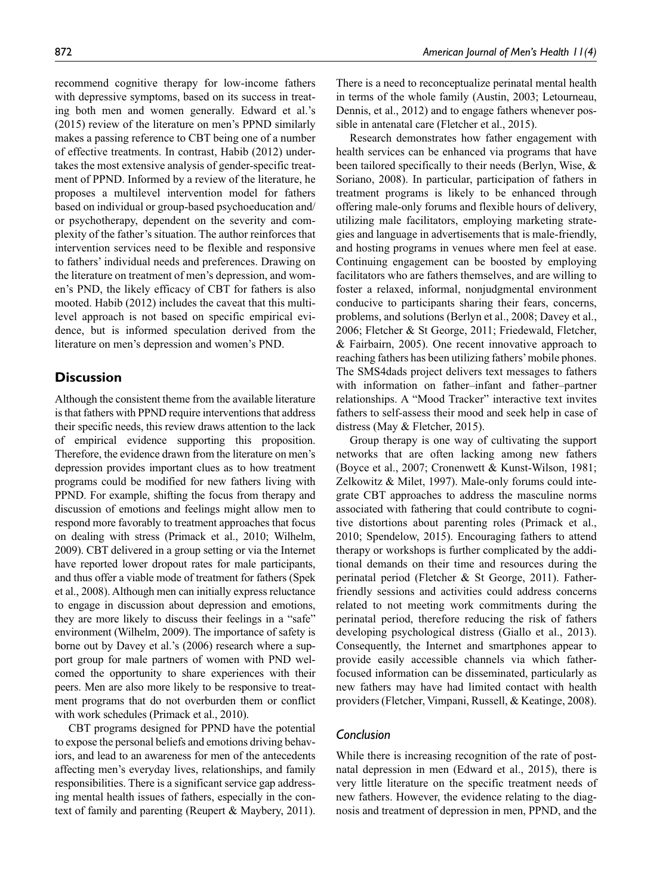recommend cognitive therapy for low-income fathers with depressive symptoms, based on its success in treating both men and women generally. Edward et al.'s (2015) review of the literature on men's PPND similarly makes a passing reference to CBT being one of a number of effective treatments. In contrast, Habib (2012) undertakes the most extensive analysis of gender-specific treatment of PPND. Informed by a review of the literature, he proposes a multilevel intervention model for fathers based on individual or group-based psychoeducation and/or psychotherapy, dependent on the severity and complexity of the father's situation. The author reinforces that intervention services need to be flexible and responsive to fathers' individual needs and preferences. Drawing on the literature on treatment of men's depression, and women's PND, the likely efficacy of CBT for fathers is also mooted. Habib (2012) includes the caveat that this multilevel approach is not based on specific empirical evidence, but is informed speculation derived from the literature on men's depression and women's PND.

## Discussion

Although the consistent theme from the available literature is that fathers with PPND require interventions that address their specific needs, this review draws attention to the lack of empirical evidence supporting this proposition. Therefore, the evidence drawn from the literature on men's depression provides important clues as to how treatment programs could be modified for new fathers living with PPND. For example, shifting the focus from therapy and discussion of emotions and feelings might allow men to respond more favorably to treatment approaches that focus on dealing with stress (Primack et al., 2010; Wilhelm, 2009). CBT delivered in a group setting or via the Internet have reported lower dropout rates for male participants, and thus offer a viable mode of treatment for fathers (Spek et al., 2008). Although men can initially express reluctance to engage in discussion about depression and emotions, they are more likely to discuss their feelings in a "safe" environment (Wilhelm, 2009). The importance of safety is borne out by Davey et al.'s (2006) research where a support group for male partners of women with PND welcomed the opportunity to share experiences with their peers. Men are also more likely to be responsive to treatment programs that do not overburden them or conflict with work schedules (Primack et al., 2010).

CBT programs designed for PPND have the potential to expose the personal beliefs and emotions driving behaviors, and lead to an awareness for men of the antecedents affecting men's everyday lives, relationships, and family responsibilities. There is a significant service gap addressing mental health issues of fathers, especially in the context of family and parenting (Reupert & Maybery, 2011). There is a need to reconceptualize perinatal mental health in terms of the whole family (Austin, 2003; Letourneau, Dennis, et al., 2012) and to engage fathers whenever possible in antenatal care (Fletcher et al., 2015).

Research demonstrates how father engagement with health services can be enhanced via programs that have been tailored specifically to their needs (Berlyn, Wise, & Soriano, 2008). In particular, participation of fathers in treatment programs is likely to be enhanced through offering male-only forums and flexible hours of delivery, utilizing male facilitators, employing marketing strategies and language in advertisements that is male-friendly, and hosting programs in venues where men feel at ease. Continuing engagement can be boosted by employing facilitators who are fathers themselves, and are willing to foster a relaxed, informal, nonjudgmental environment conducive to participants sharing their fears, concerns, problems, and solutions (Berlyn et al., 2008; Davey et al., 2006; Fletcher & St George, 2011; Friedewald, Fletcher, & Fairbairn, 2005). One recent innovative approach to reaching fathers has been utilizing fathers' mobile phones. The SMS4dads project delivers text messages to fathers with information on father–infant and father–partner relationships. A "Mood Tracker" interactive text invites fathers to self-assess their mood and seek help in case of distress (May & Fletcher, 2015).

Group therapy is one way of cultivating the support networks that are often lacking among new fathers (Boyce et al., 2007; Cronenwett & Kunst-Wilson, 1981; Zelkowitz & Milet, 1997). Male-only forums could integrate CBT approaches to address the masculine norms associated with fathering that could contribute to cognitive distortions about parenting roles (Primack et al., 2010; Spendelow, 2015). Encouraging fathers to attend therapy or workshops is further complicated by the additional demands on their time and resources during the perinatal period (Fletcher & St George, 2011). Father-friendly sessions and activities could address concerns related to not meeting work commitments during the perinatal period, therefore reducing the risk of fathers developing psychological distress (Giallo et al., 2013). Consequently, the Internet and smartphones appear to provide easily accessible channels via which father-focused information can be disseminated, particularly as new fathers may have had limited contact with health providers (Fletcher, Vimpani, Russell, & Keatinge, 2008).

### *Conclusion*

While there is increasing recognition of the rate of postnatal depression in men (Edward et al., 2015), there is very little literature on the specific treatment needs of new fathers. However, the evidence relating to the diagnosis and treatment of depression in men, PPND, and the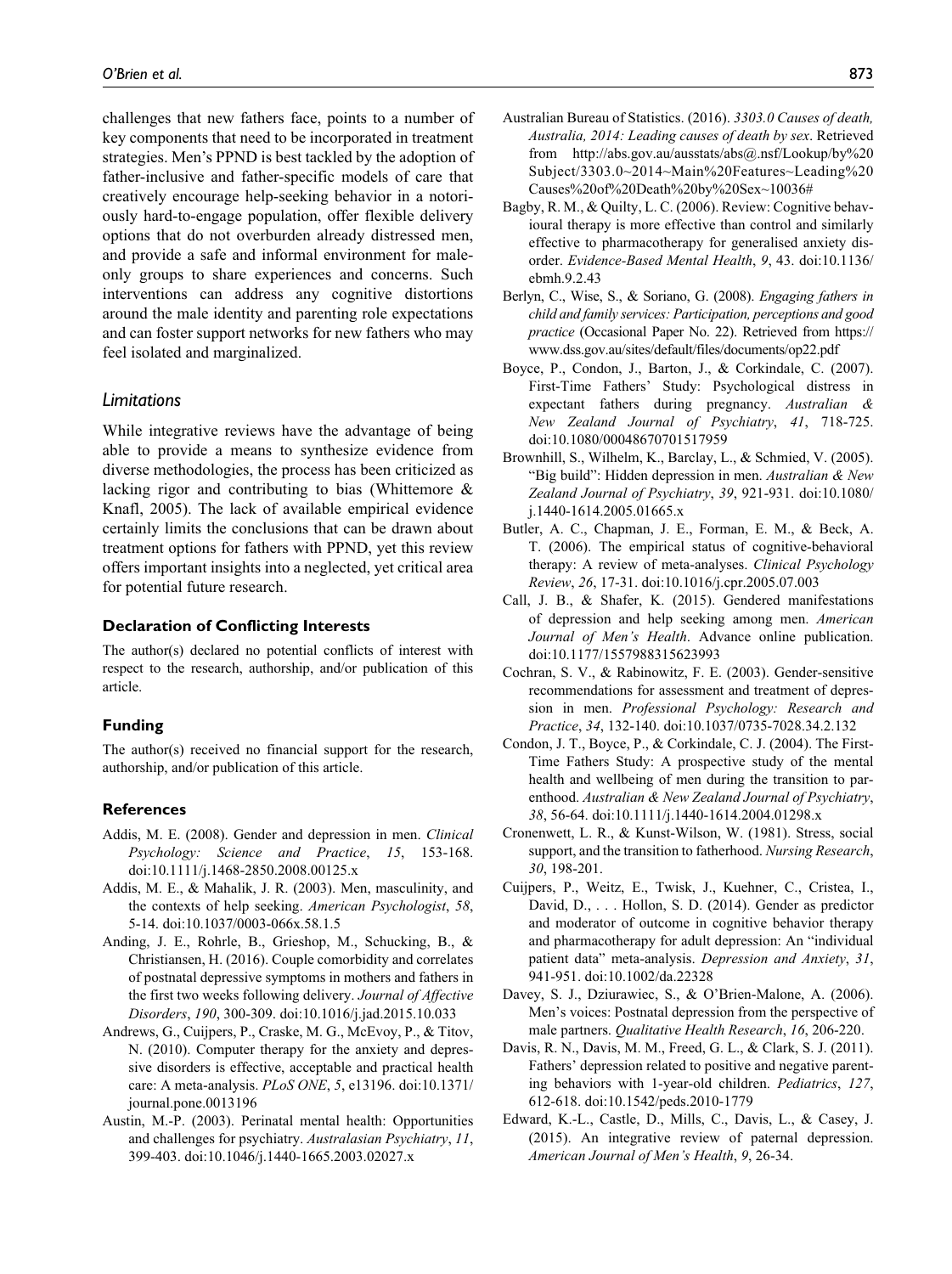challenges that new fathers face, points to a number of key components that need to be incorporated in treatment strategies. Men's PPND is best tackled by the adoption of father-inclusive and father-specific models of care that creatively encourage help-seeking behavior in a notoriously hard-to-engage population, offer flexible delivery options that do not overburden already distressed men, and provide a safe and informal environment for male-only groups to share experiences and concerns. Such interventions can address any cognitive distortions around the male identity and parenting role expectations and can foster support networks for new fathers who may feel isolated and marginalized.

## Limitations

While integrative reviews have the advantage of being able to provide a means to synthesize evidence from diverse methodologies, the process has been criticized as lacking rigor and contributing to bias (Whittemore & Knafl, 2005). The lack of available empirical evidence certainly limits the conclusions that can be drawn about treatment options for fathers with PPND, yet this review offers important insights into a neglected, yet critical area for potential future research.

### Declaration of Conflicting Interests

The author(s) declared no potential conflicts of interest with respect to the research, authorship, and/or publication of this article.

### Funding

The author(s) received no financial support for the research, authorship, and/or publication of this article.

### References

Addis, M. E. (2008). Gender and depression in men. *Clinical Psychology: Science and Practice*, *15*, 153-168. doi:10.1111/j.1468-2850.2008.00125.x

Addis, M. E., & Mahalik, J. R. (2003). Men, masculinity, and the contexts of help seeking. *American Psychologist*, *58*, 5-14. doi:10.1037/0003-066x.58.1.5

Anding, J. E., Rohrle, B., Grieshop, M., Schucking, B., & Christiansen, H. (2016). Couple comorbidity and correlates of postnatal depressive symptoms in mothers and fathers in the first two weeks following delivery. *Journal of Affective Disorders*, *190*, 300-309. doi:10.1016/j.jad.2015.10.033

Andrews, G., Cuijpers, P., Craske, M. G., McEvoy, P., & Titov, N. (2010). Computer therapy for the anxiety and depressive disorders is effective, acceptable and practical health care: A meta-analysis. *PLoS ONE*, *5*, e13196. doi:10.1371/journal.pone.0013196

Austin, M.-P. (2003). Perinatal mental health: Opportunities and challenges for psychiatry. *Australasian Psychiatry*, *11*, 399-403. doi:10.1046/j.1440-1665.2003.02027.x

Australian Bureau of Statistics. (2016). *3303.0 Causes of death, Australia, 2014: Leading causes of death by sex*. Retrieved from http://abs.gov.au/ausstats/abs@.nsf/Lookup/by%20Subject/3303.0~2014~Main%20Features~Leading%20Causes%20of%20Death%20by%20Sex~10036#

Bagby, R. M., & Quilty, L. C. (2006). Review: Cognitive behavioural therapy is more effective than control and similarly effective to pharmacotherapy for generalised anxiety disorder. *Evidence-Based Mental Health*, *9*, 43. doi:10.1136/ebmh.9.2.43

Berlyn, C., Wise, S., & Soriano, G. (2008). *Engaging fathers in child and family services: Participation, perceptions and good practice* (Occasional Paper No. 22). Retrieved from https://www.dss.gov.au/sites/default/files/documents/op22.pdf

Boyce, P., Condon, J., Barton, J., & Corkindale, C. (2007). First-Time Fathers' Study: Psychological distress in expectant fathers during pregnancy. *Australian & New Zealand Journal of Psychiatry*, *41*, 718-725. doi:10.1080/00048670701517959

Brownhill, S., Wilhelm, K., Barclay, L., & Schmied, V. (2005). "Big build": Hidden depression in men. *Australian & New Zealand Journal of Psychiatry*, *39*, 921-931. doi:10.1080/j.1440-1614.2005.01665.x

Butler, A. C., Chapman, J. E., Forman, E. M., & Beck, A. T. (2006). The empirical status of cognitive-behavioral therapy: A review of meta-analyses. *Clinical Psychology Review*, *26*, 17-31. doi:10.1016/j.cpr.2005.07.003

Call, J. B., & Shafer, K. (2015). Gendered manifestations of depression and help seeking among men. *American Journal of Men's Health*. Advance online publication. doi:10.1177/1557988315623993

Cochran, S. V., & Rabinowitz, F. E. (2003). Gender-sensitive recommendations for assessment and treatment of depression in men. *Professional Psychology: Research and Practice*, *34*, 132-140. doi:10.1037/0735-7028.34.2.132

Condon, J. T., Boyce, P., & Corkindale, C. J. (2004). The First-Time Fathers Study: A prospective study of the mental health and wellbeing of men during the transition to parenthood. *Australian & New Zealand Journal of Psychiatry*, *38*, 56-64. doi:10.1111/j.1440-1614.2004.01298.x

Cronenwett, L. R., & Kunst-Wilson, W. (1981). Stress, social support, and the transition to fatherhood. *Nursing Research*, *30*, 198-201.

Cuijpers, P., Weitz, E., Twisk, J., Kuehner, C., Cristea, I., David, D., . . . Hollon, S. D. (2014). Gender as predictor and moderator of outcome in cognitive behavior therapy and pharmacotherapy for adult depression: An "individual patient data" meta-analysis. *Depression and Anxiety*, *31*, 941-951. doi:10.1002/da.22328

Davey, S. J., Dziurawiec, S., & O'Brien-Malone, A. (2006). Men's voices: Postnatal depression from the perspective of male partners. *Qualitative Health Research*, *16*, 206-220.

Davis, R. N., Davis, M. M., Freed, G. L., & Clark, S. J. (2011). Fathers' depression related to positive and negative parenting behaviors with 1-year-old children. *Pediatrics*, *127*, 612-618. doi:10.1542/peds.2010-1779

Edward, K.-L., Castle, D., Mills, C., Davis, L., & Casey, J. (2015). An integrative review of paternal depression. *American Journal of Men's Health*, *9*, 26-34.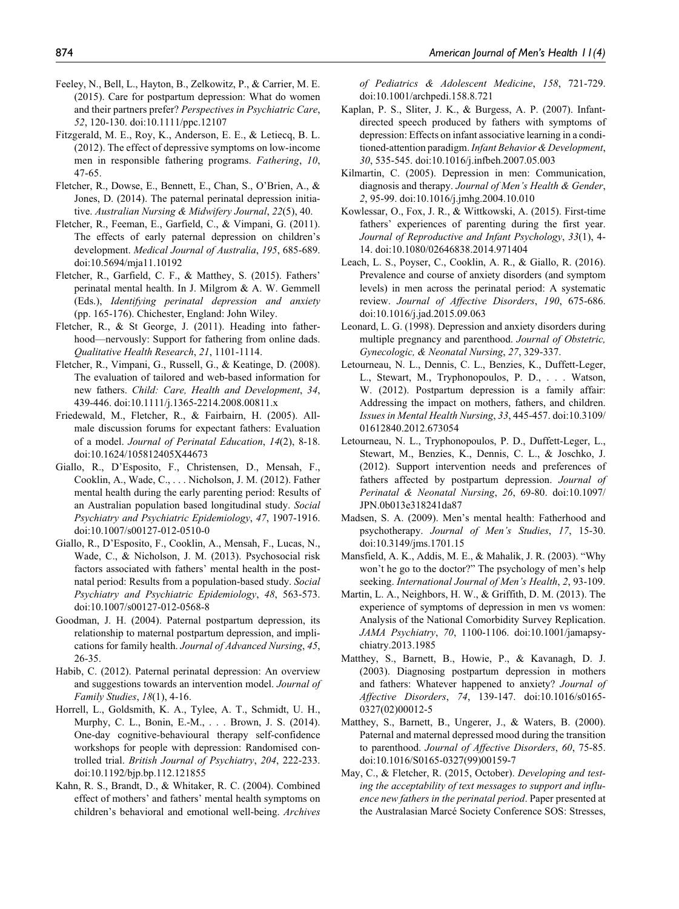Feeley, N., Bell, L., Hayton, B., Zelkowitz, P., & Carrier, M. E. (2015). Care for postpartum depression: What do women and their partners prefer? *Perspectives in Psychiatric Care*, *52*, 120-130. doi:10.1111/ppc.12107

Fitzgerald, M. E., Roy, K., Anderson, E. E., & Letiecq, B. L. (2012). The effect of depressive symptoms on low-income men in responsible fathering programs. *Fathering*, *10*, 47-65.

Fletcher, R., Dowse, E., Bennett, E., Chan, S., O'Brien, A., & Jones, D. (2014). The paternal perinatal depression initiative. *Australian Nursing & Midwifery Journal*, *22*(5), 40.

Fletcher, R., Feeman, E., Garfield, C., & Vimpani, G. (2011). The effects of early paternal depression on children's development. *Medical Journal of Australia*, *195*, 685-689. doi:10.5694/mja11.10192

Fletcher, R., Garfield, C. F., & Matthey, S. (2015). Fathers' perinatal mental health. In J. Milgrom & A. W. Gemmell (Eds.), *Identifying perinatal depression and anxiety* (pp. 165-176). Chichester, England: John Wiley.

Fletcher, R., & St George, J. (2011). Heading into fatherhood—nervously: Support for fathering from online dads. *Qualitative Health Research*, *21*, 1101-1114.

Fletcher, R., Vimpani, G., Russell, G., & Keatinge, D. (2008). The evaluation of tailored and web-based information for new fathers. *Child: Care, Health and Development*, *34*, 439-446. doi:10.1111/j.1365-2214.2008.00811.x

Friedewald, M., Fletcher, R., & Fairbairn, H. (2005). All-male discussion forums for expectant fathers: Evaluation of a model. *Journal of Perinatal Education*, *14*(2), 8-18. doi:10.1624/105812405X44673

Giallo, R., D'Esposito, F., Christensen, D., Mensah, F., Cooklin, A., Wade, C., . . . Nicholson, J. M. (2012). Father mental health during the early parenting period: Results of an Australian population based longitudinal study. *Social Psychiatry and Psychiatric Epidemiology*, *47*, 1907-1916. doi:10.1007/s00127-012-0510-0

Giallo, R., D'Esposito, F., Cooklin, A., Mensah, F., Lucas, N., Wade, C., & Nicholson, J. M. (2013). Psychosocial risk factors associated with fathers' mental health in the postnatal period: Results from a population-based study. *Social Psychiatry and Psychiatric Epidemiology*, *48*, 563-573. doi:10.1007/s00127-012-0568-8

Goodman, J. H. (2004). Paternal postpartum depression, its relationship to maternal postpartum depression, and implications for family health. *Journal of Advanced Nursing*, *45*, 26-35.

Habib, C. (2012). Paternal perinatal depression: An overview and suggestions towards an intervention model. *Journal of Family Studies*, *18*(1), 4-16.

Horrell, L., Goldsmith, K. A., Tylee, A. T., Schmidt, U. H., Murphy, C. L., Bonin, E.-M., . . . Brown, J. S. (2014). One-day cognitive-behavioural therapy self-confidence workshops for people with depression: Randomised controlled trial. *British Journal of Psychiatry*, *204*, 222-233. doi:10.1192/bjp.bp.112.121855

Kahn, R. S., Brandt, D., & Whitaker, R. C. (2004). Combined effect of mothers' and fathers' mental health symptoms on children's behavioral and emotional well-being. *Archives of Pediatrics & Adolescent Medicine*, *158*, 721-729. doi:10.1001/archpedi.158.8.721

Kaplan, P. S., Sliter, J. K., & Burgess, A. P. (2007). Infant-directed speech produced by fathers with symptoms of depression: Effects on infant associative learning in a conditioned-attention paradigm. *Infant Behavior & Development*, *30*, 535-545. doi:10.1016/j.infbeh.2007.05.003

Kilmartin, C. (2005). Depression in men: Communication, diagnosis and therapy. *Journal of Men's Health & Gender*, *2*, 95-99. doi:10.1016/j.jmhg.2004.10.010

Kowlessar, O., Fox, J. R., & Wittkowski, A. (2015). First-time fathers' experiences of parenting during the first year. *Journal of Reproductive and Infant Psychology*, *33*(1), 4-14. doi:10.1080/02646838.2014.971404

Leach, L. S., Poyser, C., Cooklin, A. R., & Giallo, R. (2016). Prevalence and course of anxiety disorders (and symptom levels) in men across the perinatal period: A systematic review. *Journal of Affective Disorders*, *190*, 675-686. doi:10.1016/j.jad.2015.09.063

Leonard, L. G. (1998). Depression and anxiety disorders during multiple pregnancy and parenthood. *Journal of Obstetric, Gynecologic, & Neonatal Nursing*, *27*, 329-337.

Letourneau, N. L., Dennis, C. L., Benzies, K., Duffett-Leger, L., Stewart, M., Tryphonopoulos, P. D., . . . Watson, W. (2012). Postpartum depression is a family affair: Addressing the impact on mothers, fathers, and children. *Issues in Mental Health Nursing*, *33*, 445-457. doi:10.3109/01612840.2012.673054

Letourneau, N. L., Tryphonopoulos, P. D., Duffett-Leger, L., Stewart, M., Benzies, K., Dennis, C. L., & Joschko, J. (2012). Support intervention needs and preferences of fathers affected by postpartum depression. *Journal of Perinatal & Neonatal Nursing*, *26*, 69-80. doi:10.1097/JPN.0b013e318241da87

Madsen, S. A. (2009). Men's mental health: Fatherhood and psychotherapy. *Journal of Men's Studies*, *17*, 15-30. doi:10.3149/jms.1701.15

Mansfield, A. K., Addis, M. E., & Mahalik, J. R. (2003). "Why won't he go to the doctor?" The psychology of men's help seeking. *International Journal of Men's Health*, *2*, 93-109.

Martin, L. A., Neighbors, H. W., & Griffith, D. M. (2013). The experience of symptoms of depression in men vs women: Analysis of the National Comorbidity Survey Replication. *JAMA Psychiatry*, *70*, 1100-1106. doi:10.1001/jamapsychiatry.2013.1985

Matthey, S., Barnett, B., Howie, P., & Kavanagh, D. J. (2003). Diagnosing postpartum depression in mothers and fathers: Whatever happened to anxiety? *Journal of Affective Disorders*, *74*, 139-147. doi:10.1016/s0165-0327(02)00012-5

Matthey, S., Barnett, B., Ungerer, J., & Waters, B. (2000). Paternal and maternal depressed mood during the transition to parenthood. *Journal of Affective Disorders*, *60*, 75-85. doi:10.1016/S0165-0327(99)00159-7

May, C., & Fletcher, R. (2015, October). *Developing and testing the acceptability of text messages to support and influence new fathers in the perinatal period*. Paper presented at the Australasian Marcé Society Conference SOS: Stresses,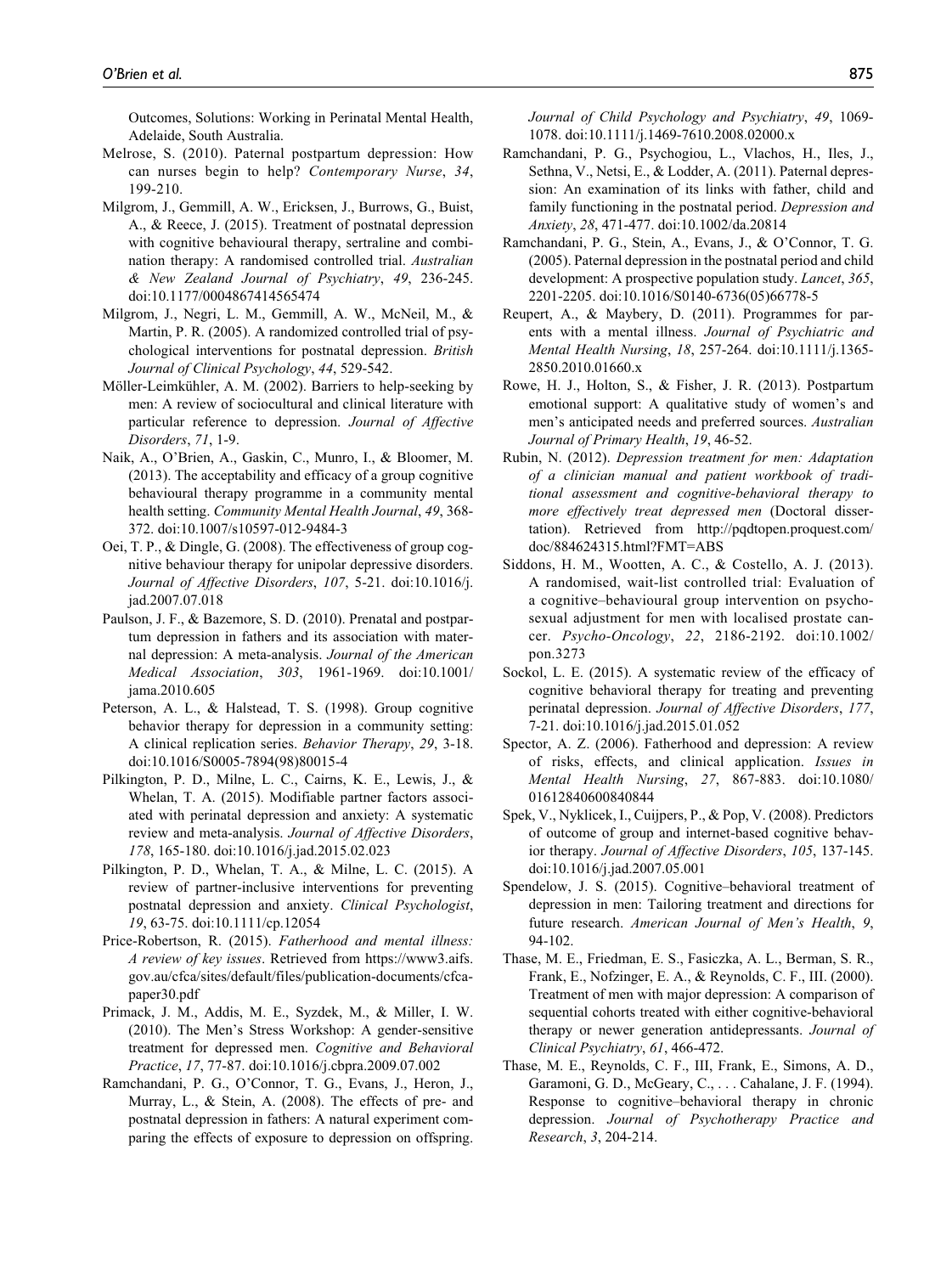Outcomes, Solutions: Working in Perinatal Mental Health, Adelaide, South Australia.

Melrose, S. (2010). Paternal postpartum depression: How can nurses begin to help? *Contemporary Nurse*, *34*, 199-210.

Milgrom, J., Gemmill, A. W., Ericksen, J., Burrows, G., Buist, A., & Reece, J. (2015). Treatment of postnatal depression with cognitive behavioural therapy, sertraline and combination therapy: A randomised controlled trial. *Australian & New Zealand Journal of Psychiatry*, *49*, 236-245. doi:10.1177/0004867414565474

Milgrom, J., Negri, L. M., Gemmill, A. W., McNeil, M., & Martin, P. R. (2005). A randomized controlled trial of psychological interventions for postnatal depression. *British Journal of Clinical Psychology*, *44*, 529-542.

Möller-Leimkühler, A. M. (2002). Barriers to help-seeking by men: A review of sociocultural and clinical literature with particular reference to depression. *Journal of Affective Disorders*, *71*, 1-9.

Naik, A., O'Brien, A., Gaskin, C., Munro, I., & Bloomer, M. (2013). The acceptability and efficacy of a group cognitive behavioural therapy programme in a community mental health setting. *Community Mental Health Journal*, *49*, 368-372. doi:10.1007/s10597-012-9484-3

Oei, T. P., & Dingle, G. (2008). The effectiveness of group cognitive behaviour therapy for unipolar depressive disorders. *Journal of Affective Disorders*, *107*, 5-21. doi:10.1016/j.jad.2007.07.018

Paulson, J. F., & Bazemore, S. D. (2010). Prenatal and postpartum depression in fathers and its association with maternal depression: A meta-analysis. *Journal of the American Medical Association*, *303*, 1961-1969. doi:10.1001/jama.2010.605

Peterson, A. L., & Halstead, T. S. (1998). Group cognitive behavior therapy for depression in a community setting: A clinical replication series. *Behavior Therapy*, *29*, 3-18. doi:10.1016/S0005-7894(98)80015-4

Pilkington, P. D., Milne, L. C., Cairns, K. E., Lewis, J., & Whelan, T. A. (2015). Modifiable partner factors associated with perinatal depression and anxiety: A systematic review and meta-analysis. *Journal of Affective Disorders*, *178*, 165-180. doi:10.1016/j.jad.2015.02.023

Pilkington, P. D., Whelan, T. A., & Milne, L. C. (2015). A review of partner-inclusive interventions for preventing postnatal depression and anxiety. *Clinical Psychologist*, *19*, 63-75. doi:10.1111/cp.12054

Price-Robertson, R. (2015). *Fatherhood and mental illness: A review of key issues*. Retrieved from https://www3.aifs.gov.au/cfca/sites/default/files/publication-documents/cfca-paper30.pdf

Primack, J. M., Addis, M. E., Syzdek, M., & Miller, I. W. (2010). The Men's Stress Workshop: A gender-sensitive treatment for depressed men. *Cognitive and Behavioral Practice*, *17*, 77-87. doi:10.1016/j.cbpra.2009.07.002

Ramchandani, P. G., O'Connor, T. G., Evans, J., Heron, J., Murray, L., & Stein, A. (2008). The effects of pre- and postnatal depression in fathers: A natural experiment comparing the effects of exposure to depression on offspring. *Journal of Child Psychology and Psychiatry*, *49*, 1069-1078. doi:10.1111/j.1469-7610.2008.02000.x

Ramchandani, P. G., Psychogiou, L., Vlachos, H., Iles, J., Sethna, V., Netsi, E., & Lodder, A. (2011). Paternal depression: An examination of its links with father, child and family functioning in the postnatal period. *Depression and Anxiety*, *28*, 471-477. doi:10.1002/da.20814

Ramchandani, P. G., Stein, A., Evans, J., & O'Connor, T. G. (2005). Paternal depression in the postnatal period and child development: A prospective population study. *Lancet*, *365*, 2201-2205. doi:10.1016/S0140-6736(05)66778-5

Reupert, A., & Maybery, D. (2011). Programmes for parents with a mental illness. *Journal of Psychiatric and Mental Health Nursing*, *18*, 257-264. doi:10.1111/j.1365-2850.2010.01660.x

Rowe, H. J., Holton, S., & Fisher, J. R. (2013). Postpartum emotional support: A qualitative study of women's and men's anticipated needs and preferred sources. *Australian Journal of Primary Health*, *19*, 46-52.

Rubin, N. (2012). *Depression treatment for men: Adaptation of a clinician manual and patient workbook of traditional assessment and cognitive-behavioral therapy to more effectively treat depressed men* (Doctoral dissertation). Retrieved from http://pqdtopen.proquest.com/doc/884624315.html?FMT=ABS

Siddons, H. M., Wootten, A. C., & Costello, A. J. (2013). A randomised, wait-list controlled trial: Evaluation of a cognitive–behavioural group intervention on psycho-sexual adjustment for men with localised prostate cancer. *Psycho-Oncology*, *22*, 2186-2192. doi:10.1002/pon.3273

Sockol, L. E. (2015). A systematic review of the efficacy of cognitive behavioral therapy for treating and preventing perinatal depression. *Journal of Affective Disorders*, *177*, 7-21. doi:10.1016/j.jad.2015.01.052

Spector, A. Z. (2006). Fatherhood and depression: A review of risks, effects, and clinical application. *Issues in Mental Health Nursing*, *27*, 867-883. doi:10.1080/01612840600840844

Spek, V., Nyklicek, I., Cuijpers, P., & Pop, V. (2008). Predictors of outcome of group and internet-based cognitive behavior therapy. *Journal of Affective Disorders*, *105*, 137-145. doi:10.1016/j.jad.2007.05.001

Spendelow, J. S. (2015). Cognitive–behavioral treatment of depression in men: Tailoring treatment and directions for future research. *American Journal of Men's Health*, *9*, 94-102.

Thase, M. E., Friedman, E. S., Fasiczka, A. L., Berman, S. R., Frank, E., Nofzinger, E. A., & Reynolds, C. F., III. (2000). Treatment of men with major depression: A comparison of sequential cohorts treated with either cognitive-behavioral therapy or newer generation antidepressants. *Journal of Clinical Psychiatry*, *61*, 466-472.

Thase, M. E., Reynolds, C. F., III, Frank, E., Simons, A. D., Garamoni, G. D., McGeary, C., . . . Cahalane, J. F. (1994). Response to cognitive–behavioral therapy in chronic depression. *Journal of Psychotherapy Practice and Research*, *3*, 204-214.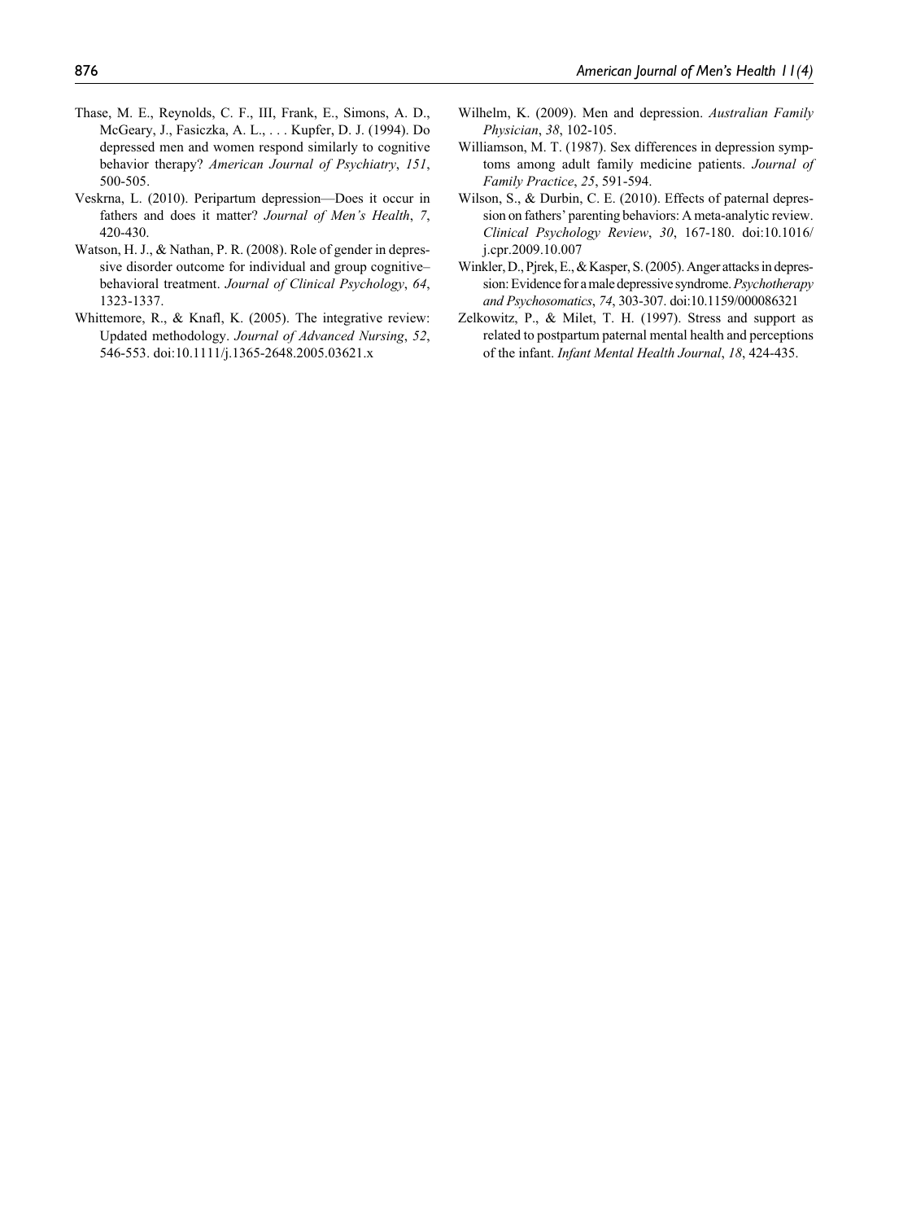Thase, M. E., Reynolds, C. F., III, Frank, E., Simons, A. D., McGeary, J., Fasiczka, A. L., . . . Kupfer, D. J. (1994). Do depressed men and women respond similarly to cognitive behavior therapy? *American Journal of Psychiatry*, *151*, 500-505.

Veskrna, L. (2010). Peripartum depression—Does it occur in fathers and does it matter? *Journal of Men's Health*, *7*, 420-430.

Watson, H. J., & Nathan, P. R. (2008). Role of gender in depressive disorder outcome for individual and group cognitive–behavioral treatment. *Journal of Clinical Psychology*, *64*, 1323-1337.

Whittemore, R., & Knafl, K. (2005). The integrative review: Updated methodology. *Journal of Advanced Nursing*, *52*, 546-553. doi:10.1111/j.1365-2648.2005.03621.x

Wilhelm, K. (2009). Men and depression. *Australian Family Physician*, *38*, 102-105.

Williamson, M. T. (1987). Sex differences in depression symptoms among adult family medicine patients. *Journal of Family Practice*, *25*, 591-594.

Wilson, S., & Durbin, C. E. (2010). Effects of paternal depression on fathers' parenting behaviors: A meta-analytic review. *Clinical Psychology Review*, *30*, 167-180. doi:10.1016/j.cpr.2009.10.007

Winkler, D., Pjrek, E., & Kasper, S. (2005). Anger attacks in depression: Evidence for a male depressive syndrome. *Psychotherapy and Psychosomatics*, *74*, 303-307. doi:10.1159/000086321

Zelkowitz, P., & Milet, T. H. (1997). Stress and support as related to postpartum paternal mental health and perceptions of the infant. *Infant Mental Health Journal*, *18*, 424-435.